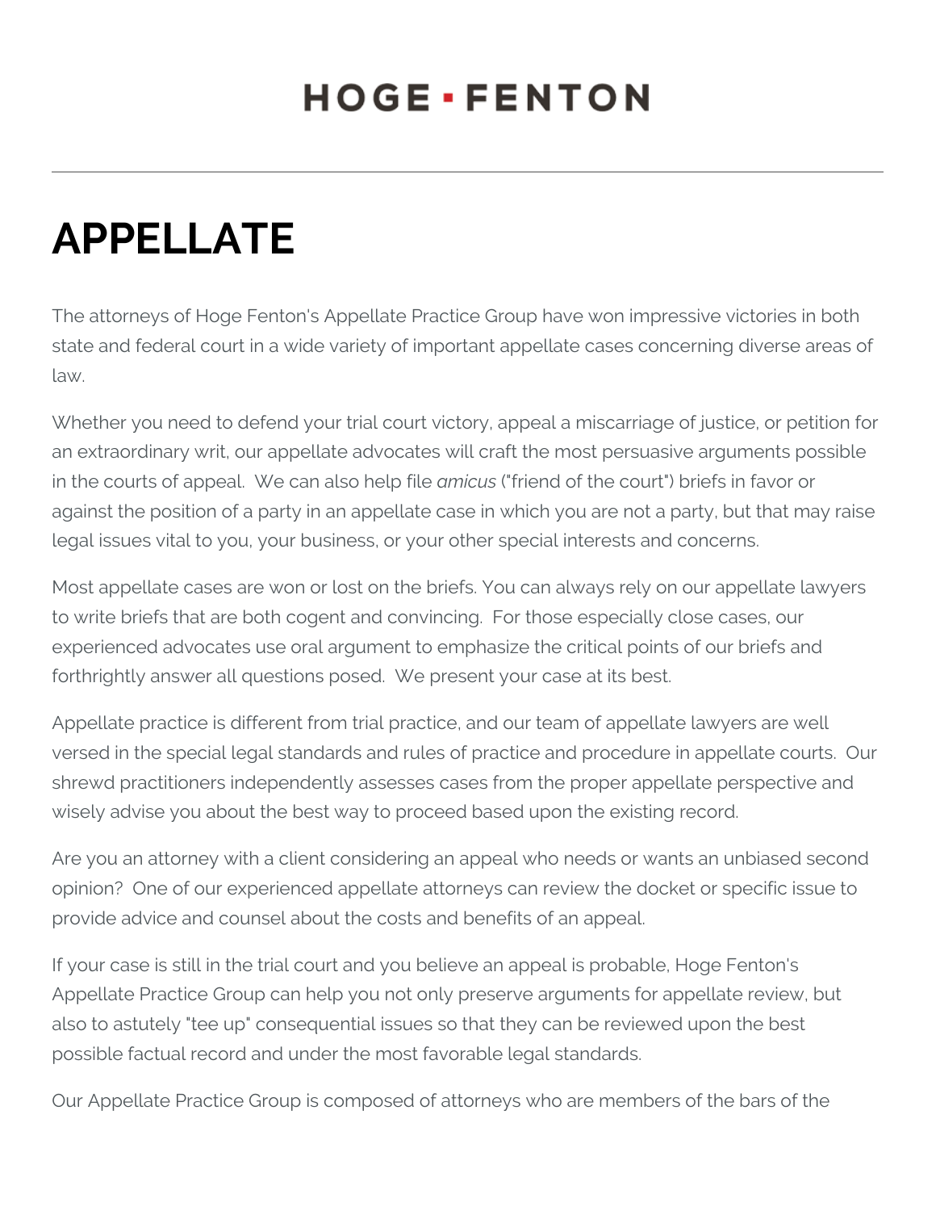HOGE ▪ FENTON

# APPELLATE

The attorneys of Hoge Fenton's Appellate Practice Group have won impressive victories in both state and federal court in a wide variety of important appellate cases concerning diverse areas of law.

Whether you need to defend your trial court victory, appeal a miscarriage of justice, or petition for an extraordinary writ, our appellate advocates will craft the most persuasive arguments possible in the courts of appeal. We can also help file *amicus* ("friend of the court") briefs in favor or against the position of a party in an appellate case in which you are not a party, but that may raise legal issues vital to you, your business, or your other special interests and concerns.

Most appellate cases are won or lost on the briefs. You can always rely on our appellate lawyers to write briefs that are both cogent and convincing. For those especially close cases, our experienced advocates use oral argument to emphasize the critical points of our briefs and forthrightly answer all questions posed. We present your case at its best.

Appellate practice is different from trial practice, and our team of appellate lawyers are well versed in the special legal standards and rules of practice and procedure in appellate courts. Our shrewd practitioners independently assesses cases from the proper appellate perspective and wisely advise you about the best way to proceed based upon the existing record.

Are you an attorney with a client considering an appeal who needs or wants an unbiased second opinion? One of our experienced appellate attorneys can review the docket or specific issue to provide advice and counsel about the costs and benefits of an appeal.

If your case is still in the trial court and you believe an appeal is probable, Hoge Fenton's Appellate Practice Group can help you not only preserve arguments for appellate review, but also to astutely "tee up" consequential issues so that they can be reviewed upon the best possible factual record and under the most favorable legal standards.

Our Appellate Practice Group is composed of attorneys who are members of the bars of the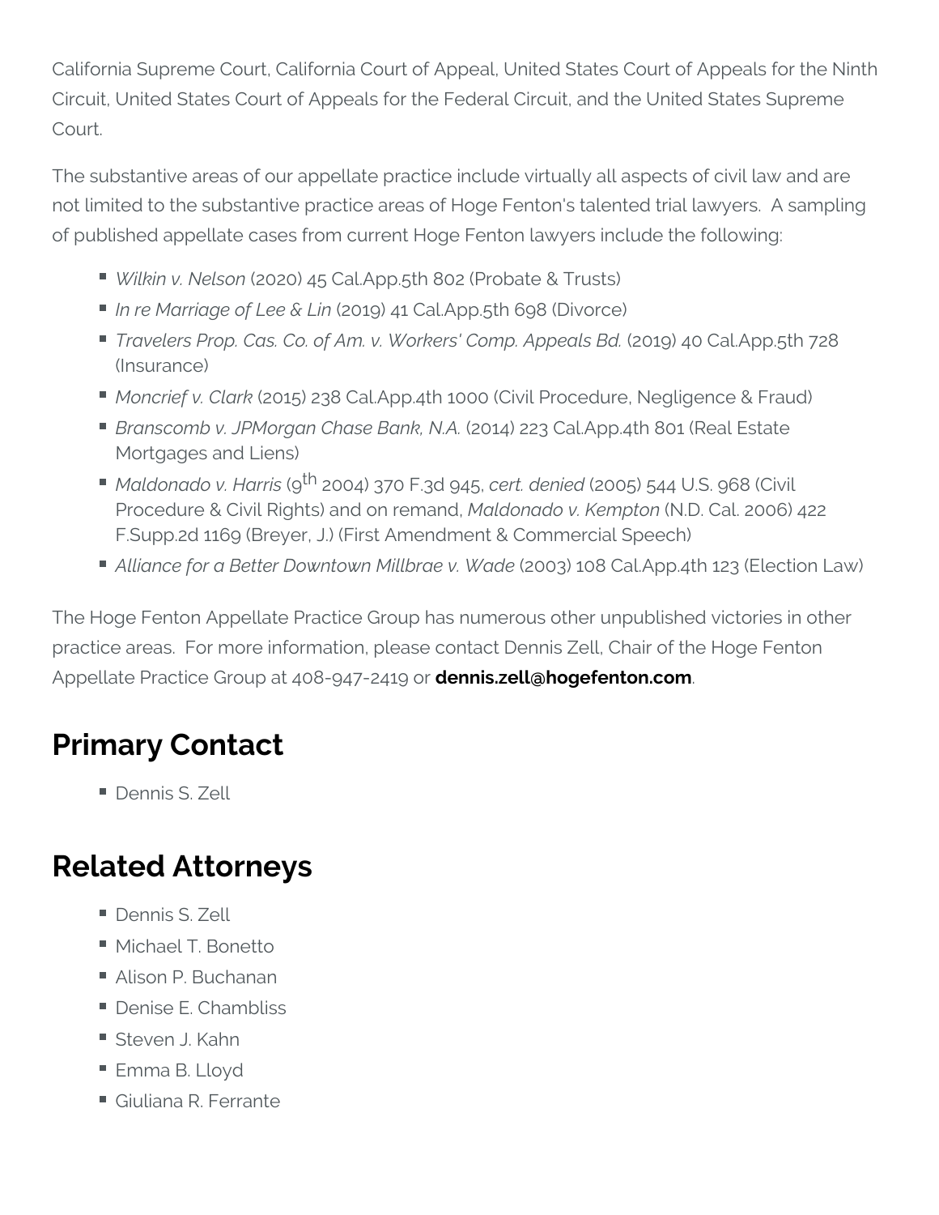California Supreme Court, California Court of Appeal, United States Court of Appeals for the Ninth Circuit, United States Court of Appeals for the Federal Circuit, and the United States Supreme Court.

The substantive areas of our appellate practice include virtually all aspects of civil law and are not limited to the substantive practice areas of Hoge Fenton's talented trial lawyers.  A sampling of published appellate cases from current Hoge Fenton lawyers include the following:

- *Wilkin v. Nelson* (2020) 45 Cal.App.5th 802 (Probate & Trusts)
- *In re Marriage of Lee & Lin* (2019) 41 Cal.App.5th 698 (Divorce)
- *Travelers Prop. Cas. Co. of Am. v. Workers' Comp. Appeals Bd.* (2019) 40 Cal.App.5th 728 (Insurance)
- *Moncrief v. Clark* (2015) 238 Cal.App.4th 1000 (Civil Procedure, Negligence & Fraud)
- *Branscomb v. JPMorgan Chase Bank, N.A.* (2014) 223 Cal.App.4th 801 (Real Estate Mortgages and Liens)
- *Maldonado v. Harris* (9th 2004) 370 F.3d 945, *cert. denied* (2005) 544 U.S. 968 (Civil Procedure & Civil Rights) and on remand, *Maldonado v. Kempton* (N.D. Cal. 2006) 422 F.Supp.2d 1169 (Breyer, J.) (First Amendment & Commercial Speech)
- *Alliance for a Better Downtown Millbrae v. Wade* (2003) 108 Cal.App.4th 123 (Election Law)

The Hoge Fenton Appellate Practice Group has numerous other unpublished victories in other practice areas.  For more information, please contact Dennis Zell, Chair of the Hoge Fenton Appellate Practice Group at 408-947-2419 or **dennis.zell@hogefenton.com**.

## Primary Contact

- Dennis S. Zell

## Related Attorneys

- Dennis S. Zell
- Michael T. Bonetto
- Alison P. Buchanan
- Denise E. Chambliss
- Steven J. Kahn
- Emma B. Lloyd
- Giuliana R. Ferrante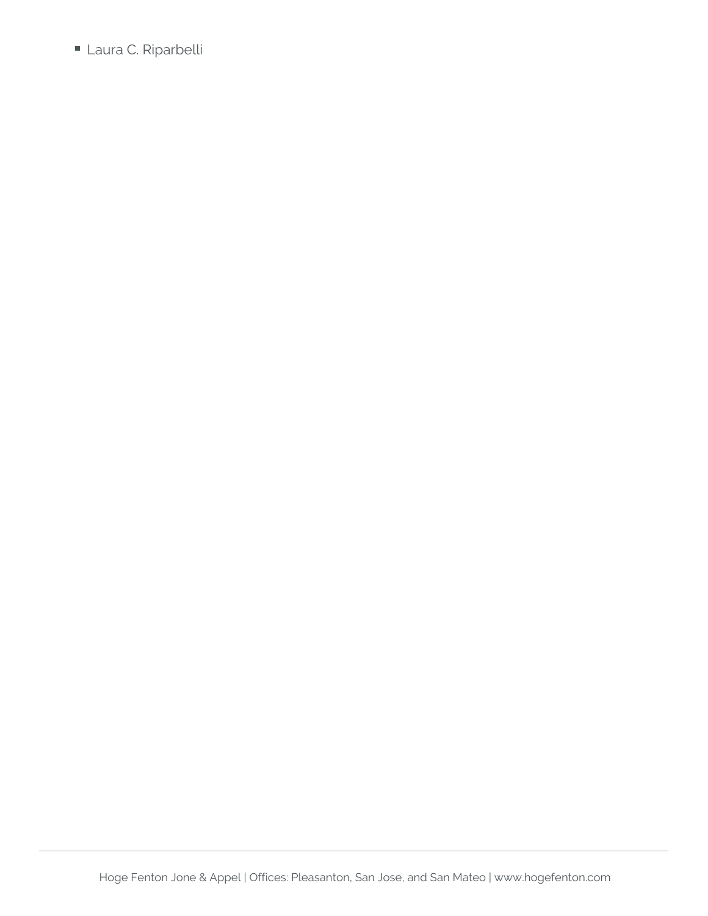- Laura C. Riparbelli